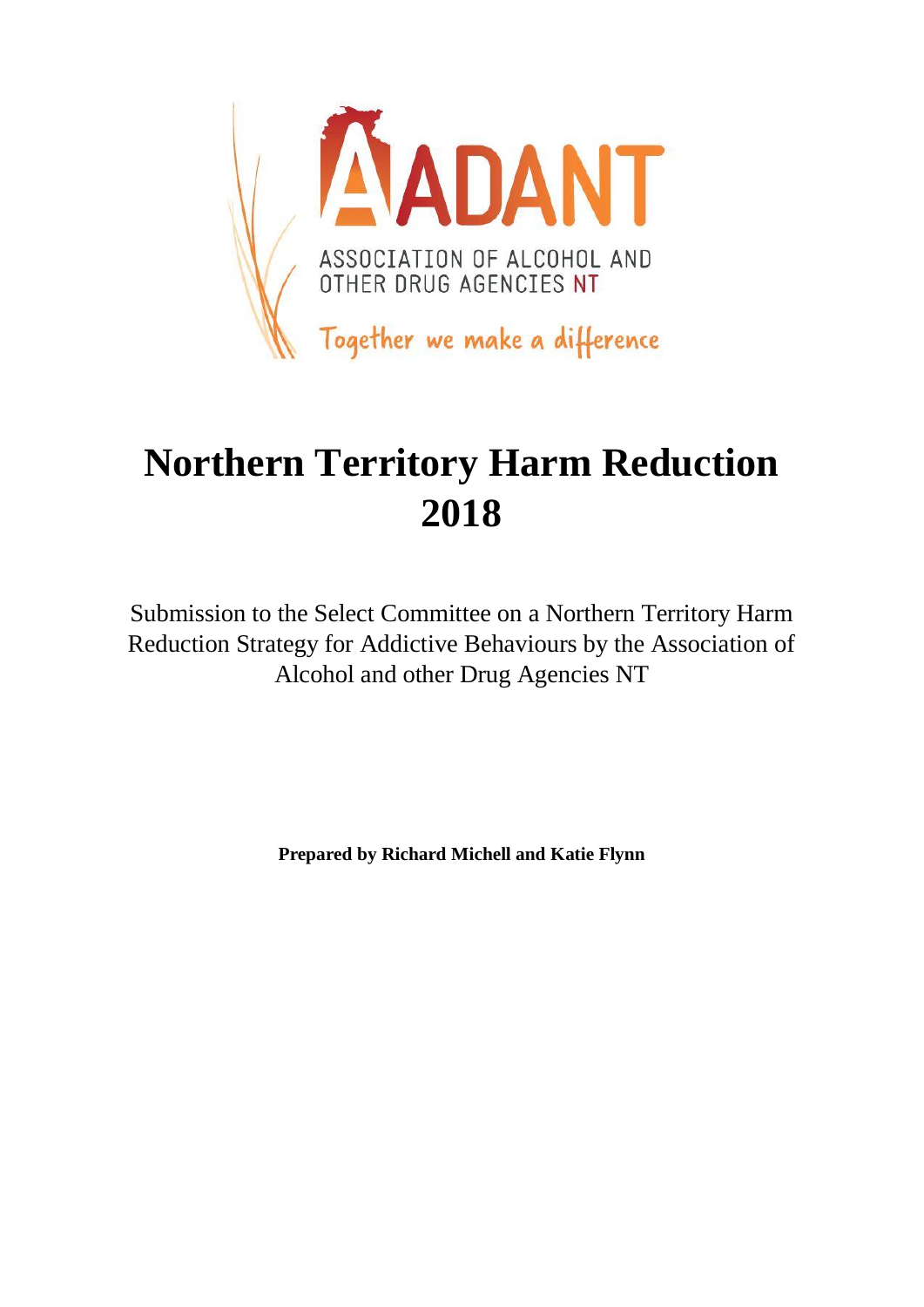AADANT

ASSOCIATION OF ALCOHOL AND OTHER DRUG AGENCIES NT

Together we make a difference

# Northern Territory Harm Reduction 2018

Submission to the Select Committee on a Northern Territory Harm Reduction Strategy for Addictive Behaviours by the Association of Alcohol and other Drug Agencies NT

**Prepared by Richard Michell and Katie Flynn**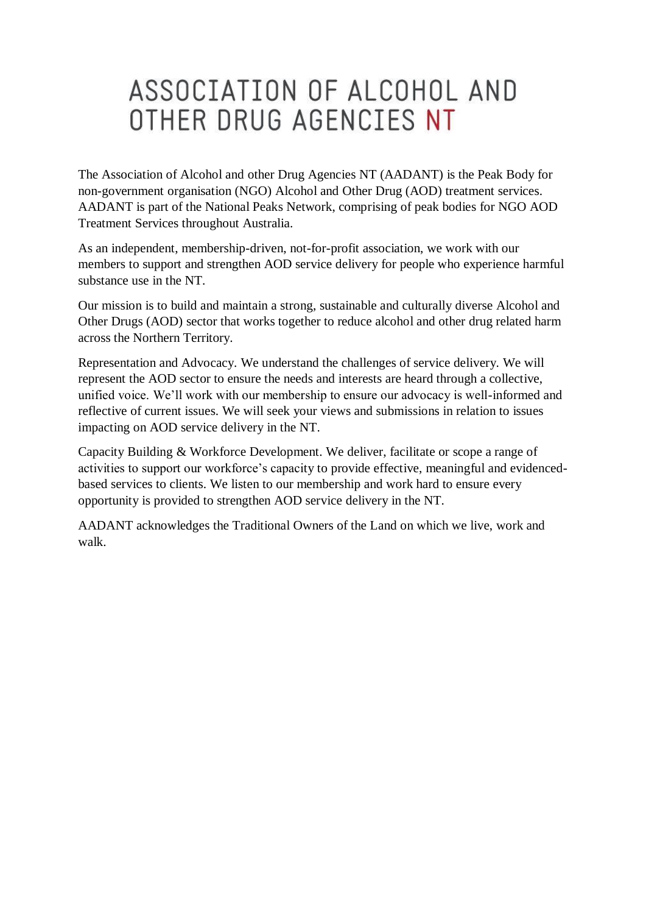# ASSOCIATION OF ALCOHOL AND OTHER DRUG AGENCIES NT

The Association of Alcohol and other Drug Agencies NT (AADANT) is the Peak Body for non-government organisation (NGO) Alcohol and Other Drug (AOD) treatment services. AADANT is part of the National Peaks Network, comprising of peak bodies for NGO AOD Treatment Services throughout Australia.

As an independent, membership-driven, not-for-profit association, we work with our members to support and strengthen AOD service delivery for people who experience harmful substance use in the NT.

Our mission is to build and maintain a strong, sustainable and culturally diverse Alcohol and Other Drugs (AOD) sector that works together to reduce alcohol and other drug related harm across the Northern Territory.

Representation and Advocacy. We understand the challenges of service delivery. We will represent the AOD sector to ensure the needs and interests are heard through a collective, unified voice. We'll work with our membership to ensure our advocacy is well-informed and reflective of current issues. We will seek your views and submissions in relation to issues impacting on AOD service delivery in the NT.

Capacity Building & Workforce Development. We deliver, facilitate or scope a range of activities to support our workforce's capacity to provide effective, meaningful and evidenced-based services to clients. We listen to our membership and work hard to ensure every opportunity is provided to strengthen AOD service delivery in the NT.

AADANT acknowledges the Traditional Owners of the Land on which we live, work and walk.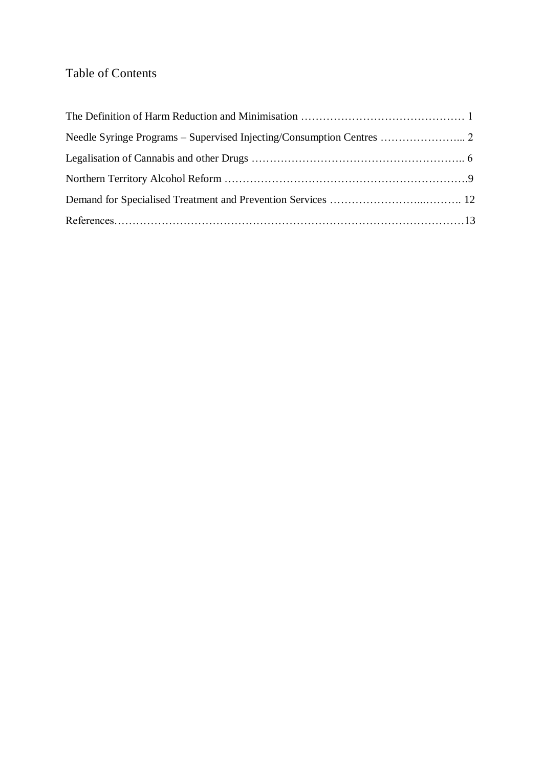# Table of Contents

The Definition of Harm Reduction and Minimisation ……………………………………… 1

Needle Syringe Programs – Supervised Injecting/Consumption Centres …………………... 2

Legalisation of Cannabis and other Drugs ………………………………………………….. 6

Northern Territory Alcohol Reform ………………………………………………………….9

Demand for Specialised Treatment and Prevention Services …………………...………. 12

References………………………………………………………………………………………13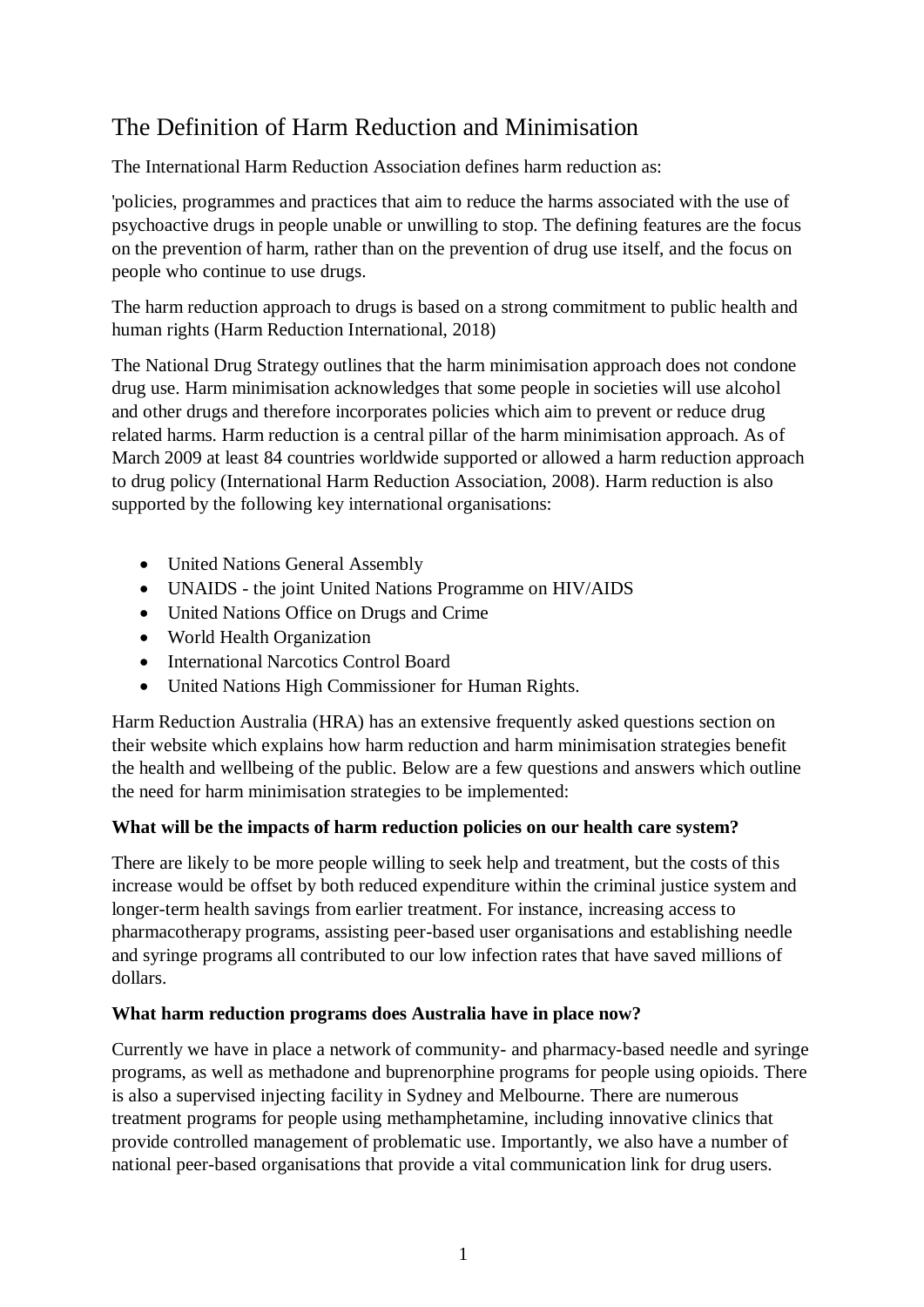# The Definition of Harm Reduction and Minimisation

The International Harm Reduction Association defines harm reduction as:

'policies, programmes and practices that aim to reduce the harms associated with the use of psychoactive drugs in people unable or unwilling to stop. The defining features are the focus on the prevention of harm, rather than on the prevention of drug use itself, and the focus on people who continue to use drugs.

The harm reduction approach to drugs is based on a strong commitment to public health and human rights (Harm Reduction International, 2018)

The National Drug Strategy outlines that the harm minimisation approach does not condone drug use. Harm minimisation acknowledges that some people in societies will use alcohol and other drugs and therefore incorporates policies which aim to prevent or reduce drug related harms. Harm reduction is a central pillar of the harm minimisation approach. As of March 2009 at least 84 countries worldwide supported or allowed a harm reduction approach to drug policy (International Harm Reduction Association, 2008). Harm reduction is also supported by the following key international organisations:

- United Nations General Assembly
- UNAIDS - the joint United Nations Programme on HIV/AIDS
- United Nations Office on Drugs and Crime
- World Health Organization
- International Narcotics Control Board
- United Nations High Commissioner for Human Rights.

Harm Reduction Australia (HRA) has an extensive frequently asked questions section on their website which explains how harm reduction and harm minimisation strategies benefit the health and wellbeing of the public. Below are a few questions and answers which outline the need for harm minimisation strategies to be implemented:

**What will be the impacts of harm reduction policies on our health care system?**

There are likely to be more people willing to seek help and treatment, but the costs of this increase would be offset by both reduced expenditure within the criminal justice system and longer-term health savings from earlier treatment. For instance, increasing access to pharmacotherapy programs, assisting peer-based user organisations and establishing needle and syringe programs all contributed to our low infection rates that have saved millions of dollars.

**What harm reduction programs does Australia have in place now?**

Currently we have in place a network of community- and pharmacy-based needle and syringe programs, as well as methadone and buprenorphine programs for people using opioids. There is also a supervised injecting facility in Sydney and Melbourne. There are numerous treatment programs for people using methamphetamine, including innovative clinics that provide controlled management of problematic use. Importantly, we also have a number of national peer-based organisations that provide a vital communication link for drug users.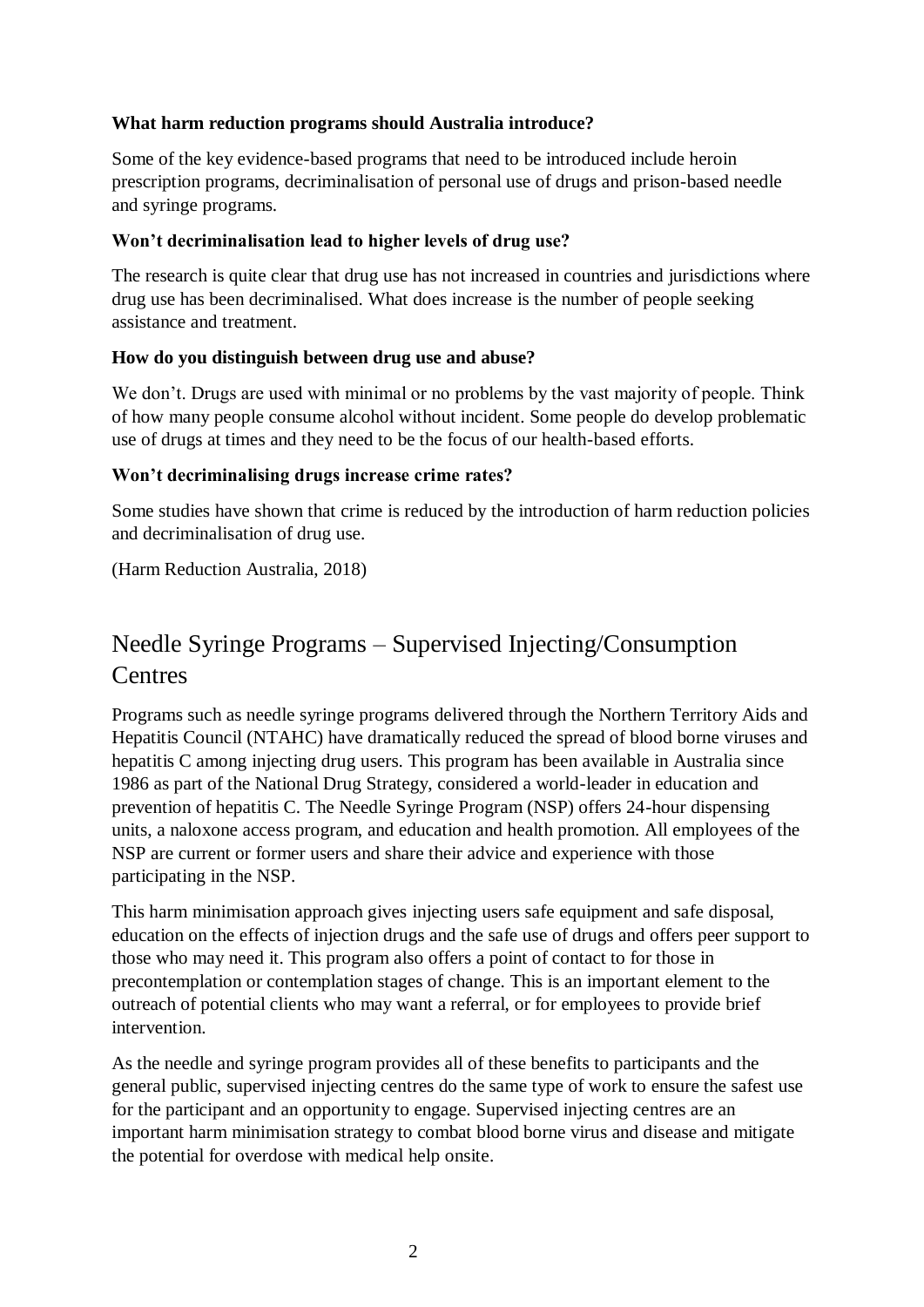**What harm reduction programs should Australia introduce?**

Some of the key evidence-based programs that need to be introduced include heroin prescription programs, decriminalisation of personal use of drugs and prison-based needle and syringe programs.

**Won't decriminalisation lead to higher levels of drug use?**

The research is quite clear that drug use has not increased in countries and jurisdictions where drug use has been decriminalised. What does increase is the number of people seeking assistance and treatment.

**How do you distinguish between drug use and abuse?**

We don't. Drugs are used with minimal or no problems by the vast majority of people. Think of how many people consume alcohol without incident. Some people do develop problematic use of drugs at times and they need to be the focus of our health-based efforts.

**Won't decriminalising drugs increase crime rates?**

Some studies have shown that crime is reduced by the introduction of harm reduction policies and decriminalisation of drug use.

(Harm Reduction Australia, 2018)

## Needle Syringe Programs – Supervised Injecting/Consumption Centres

Programs such as needle syringe programs delivered through the Northern Territory Aids and Hepatitis Council (NTAHC) have dramatically reduced the spread of blood borne viruses and hepatitis C among injecting drug users. This program has been available in Australia since 1986 as part of the National Drug Strategy, considered a world-leader in education and prevention of hepatitis C. The Needle Syringe Program (NSP) offers 24-hour dispensing units, a naloxone access program, and education and health promotion. All employees of the NSP are current or former users and share their advice and experience with those participating in the NSP.

This harm minimisation approach gives injecting users safe equipment and safe disposal, education on the effects of injection drugs and the safe use of drugs and offers peer support to those who may need it. This program also offers a point of contact to for those in precontemplation or contemplation stages of change. This is an important element to the outreach of potential clients who may want a referral, or for employees to provide brief intervention.

As the needle and syringe program provides all of these benefits to participants and the general public, supervised injecting centres do the same type of work to ensure the safest use for the participant and an opportunity to engage. Supervised injecting centres are an important harm minimisation strategy to combat blood borne virus and disease and mitigate the potential for overdose with medical help onsite.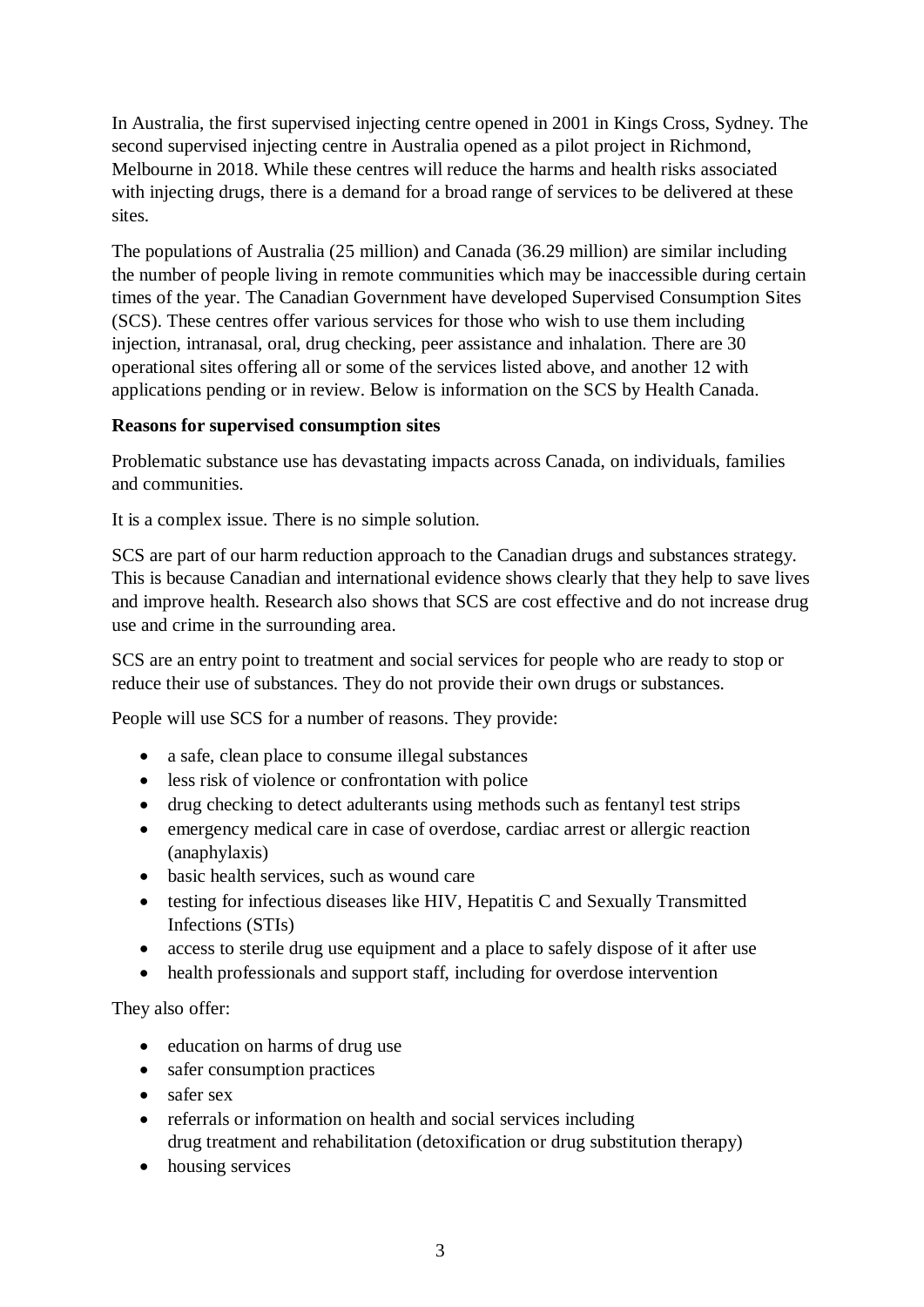In Australia, the first supervised injecting centre opened in 2001 in Kings Cross, Sydney. The second supervised injecting centre in Australia opened as a pilot project in Richmond, Melbourne in 2018. While these centres will reduce the harms and health risks associated with injecting drugs, there is a demand for a broad range of services to be delivered at these sites.

The populations of Australia (25 million) and Canada (36.29 million) are similar including the number of people living in remote communities which may be inaccessible during certain times of the year. The Canadian Government have developed Supervised Consumption Sites (SCS). These centres offer various services for those who wish to use them including injection, intranasal, oral, drug checking, peer assistance and inhalation. There are 30 operational sites offering all or some of the services listed above, and another 12 with applications pending or in review. Below is information on the SCS by Health Canada.

**Reasons for supervised consumption sites**

Problematic substance use has devastating impacts across Canada, on individuals, families and communities.

It is a complex issue. There is no simple solution.

SCS are part of our harm reduction approach to the Canadian drugs and substances strategy. This is because Canadian and international evidence shows clearly that they help to save lives and improve health. Research also shows that SCS are cost effective and do not increase drug use and crime in the surrounding area.

SCS are an entry point to treatment and social services for people who are ready to stop or reduce their use of substances. They do not provide their own drugs or substances.

People will use SCS for a number of reasons. They provide:

- a safe, clean place to consume illegal substances
- less risk of violence or confrontation with police
- drug checking to detect adulterants using methods such as fentanyl test strips
- emergency medical care in case of overdose, cardiac arrest or allergic reaction (anaphylaxis)
- basic health services, such as wound care
- testing for infectious diseases like HIV, Hepatitis C and Sexually Transmitted Infections (STIs)
- access to sterile drug use equipment and a place to safely dispose of it after use
- health professionals and support staff, including for overdose intervention

They also offer:

- education on harms of drug use
- safer consumption practices
- safer sex
- referrals or information on health and social services including drug treatment and rehabilitation (detoxification or drug substitution therapy)
- housing services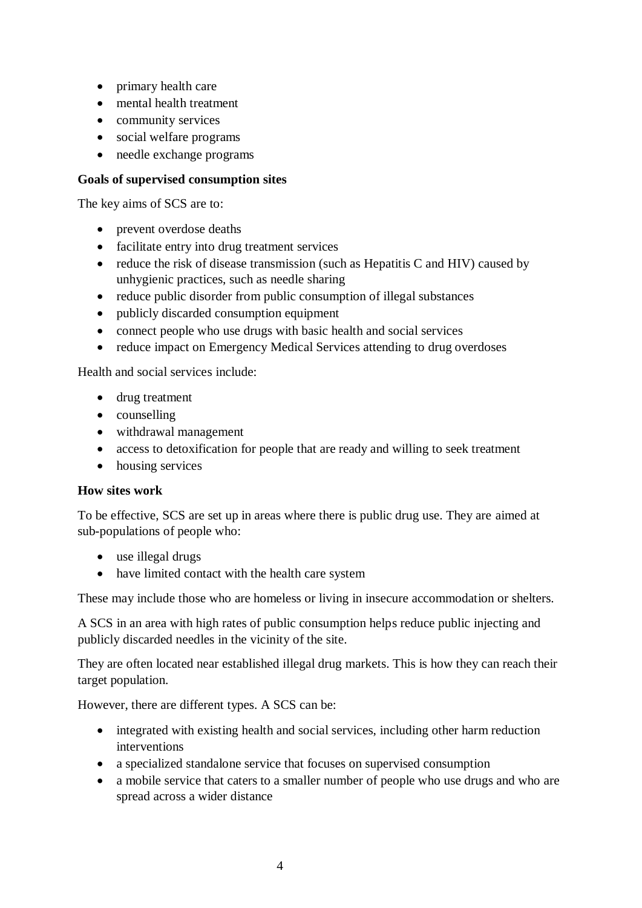- primary health care
- mental health treatment
- community services
- social welfare programs
- needle exchange programs

**Goals of supervised consumption sites**

The key aims of SCS are to:

- prevent overdose deaths
- facilitate entry into drug treatment services
- reduce the risk of disease transmission (such as Hepatitis C and HIV) caused by unhygienic practices, such as needle sharing
- reduce public disorder from public consumption of illegal substances
- publicly discarded consumption equipment
- connect people who use drugs with basic health and social services
- reduce impact on Emergency Medical Services attending to drug overdoses

Health and social services include:

- drug treatment
- counselling
- withdrawal management
- access to detoxification for people that are ready and willing to seek treatment
- housing services

**How sites work**

To be effective, SCS are set up in areas where there is public drug use. They are aimed at sub-populations of people who:

- use illegal drugs
- have limited contact with the health care system

These may include those who are homeless or living in insecure accommodation or shelters.

A SCS in an area with high rates of public consumption helps reduce public injecting and publicly discarded needles in the vicinity of the site.

They are often located near established illegal drug markets. This is how they can reach their target population.

However, there are different types. A SCS can be:

- integrated with existing health and social services, including other harm reduction interventions
- a specialized standalone service that focuses on supervised consumption
- a mobile service that caters to a smaller number of people who use drugs and who are spread across a wider distance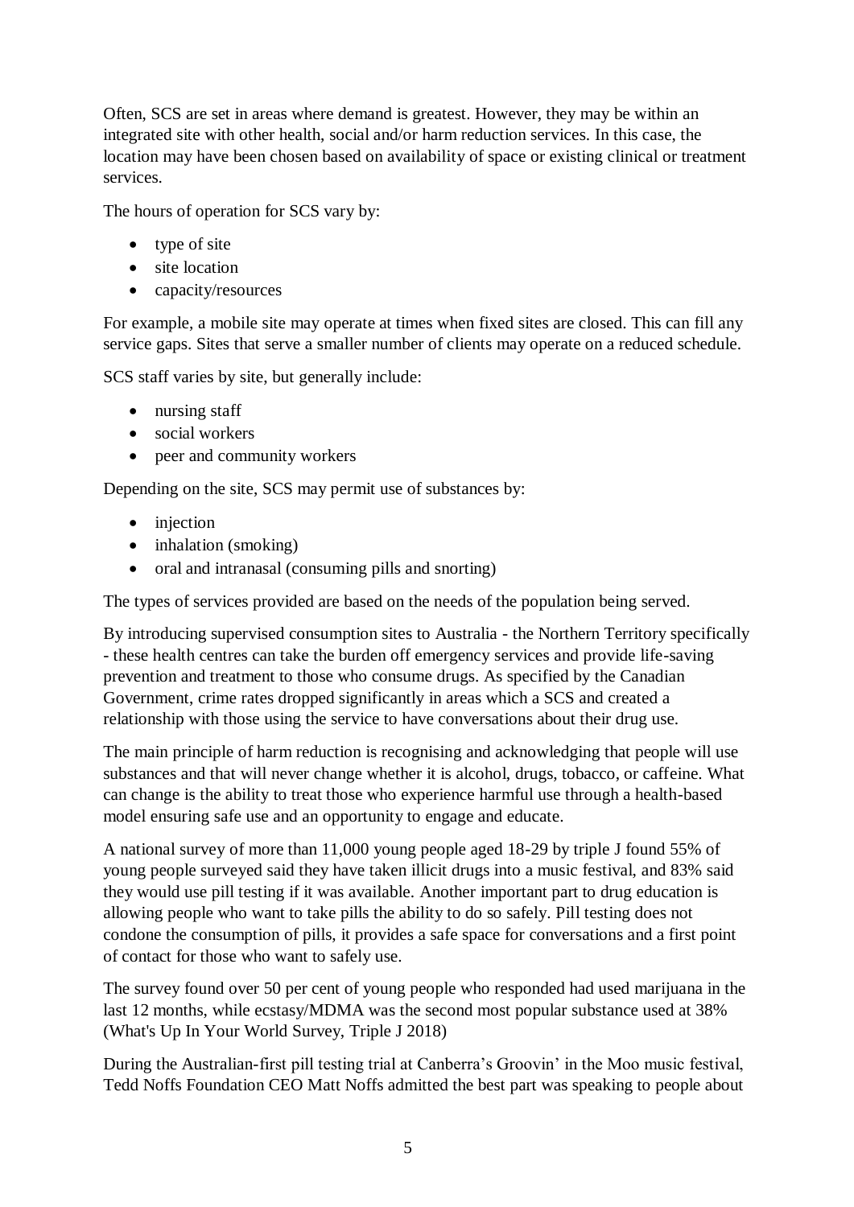Often, SCS are set in areas where demand is greatest. However, they may be within an integrated site with other health, social and/or harm reduction services. In this case, the location may have been chosen based on availability of space or existing clinical or treatment services.

The hours of operation for SCS vary by:

- type of site
- site location
- capacity/resources

For example, a mobile site may operate at times when fixed sites are closed. This can fill any service gaps. Sites that serve a smaller number of clients may operate on a reduced schedule.

SCS staff varies by site, but generally include:

- nursing staff
- social workers
- peer and community workers

Depending on the site, SCS may permit use of substances by:

- injection
- inhalation (smoking)
- oral and intranasal (consuming pills and snorting)

The types of services provided are based on the needs of the population being served.

By introducing supervised consumption sites to Australia - the Northern Territory specifically - these health centres can take the burden off emergency services and provide life-saving prevention and treatment to those who consume drugs. As specified by the Canadian Government, crime rates dropped significantly in areas which a SCS and created a relationship with those using the service to have conversations about their drug use.

The main principle of harm reduction is recognising and acknowledging that people will use substances and that will never change whether it is alcohol, drugs, tobacco, or caffeine. What can change is the ability to treat those who experience harmful use through a health-based model ensuring safe use and an opportunity to engage and educate.

A national survey of more than 11,000 young people aged 18-29 by triple J found 55% of young people surveyed said they have taken illicit drugs into a music festival, and 83% said they would use pill testing if it was available. Another important part to drug education is allowing people who want to take pills the ability to do so safely. Pill testing does not condone the consumption of pills, it provides a safe space for conversations and a first point of contact for those who want to safely use.

The survey found over 50 per cent of young people who responded had used marijuana in the last 12 months, while ecstasy/MDMA was the second most popular substance used at 38% (What's Up In Your World Survey, Triple J 2018)

During the Australian-first pill testing trial at Canberra's Groovin' in the Moo music festival, Tedd Noffs Foundation CEO Matt Noffs admitted the best part was speaking to people about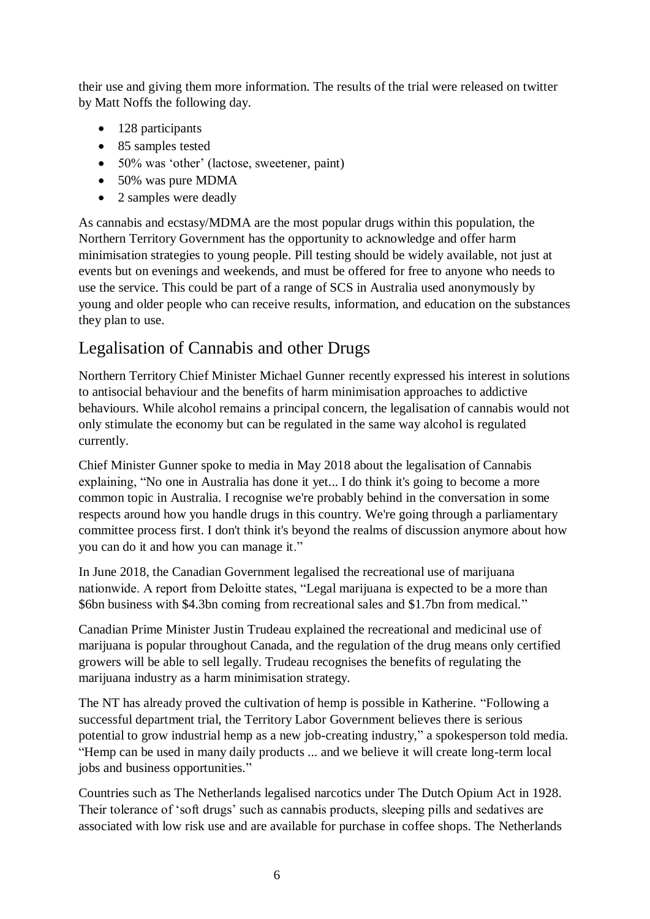their use and giving them more information. The results of the trial were released on twitter by Matt Noffs the following day.

- 128 participants
- 85 samples tested
- 50% was 'other' (lactose, sweetener, paint)
- 50% was pure MDMA
- 2 samples were deadly

As cannabis and ecstasy/MDMA are the most popular drugs within this population, the Northern Territory Government has the opportunity to acknowledge and offer harm minimisation strategies to young people. Pill testing should be widely available, not just at events but on evenings and weekends, and must be offered for free to anyone who needs to use the service. This could be part of a range of SCS in Australia used anonymously by young and older people who can receive results, information, and education on the substances they plan to use.

## Legalisation of Cannabis and other Drugs

Northern Territory Chief Minister Michael Gunner recently expressed his interest in solutions to antisocial behaviour and the benefits of harm minimisation approaches to addictive behaviours. While alcohol remains a principal concern, the legalisation of cannabis would not only stimulate the economy but can be regulated in the same way alcohol is regulated currently.

Chief Minister Gunner spoke to media in May 2018 about the legalisation of Cannabis explaining, "No one in Australia has done it yet... I do think it's going to become a more common topic in Australia. I recognise we're probably behind in the conversation in some respects around how you handle drugs in this country. We're going through a parliamentary committee process first. I don't think it's beyond the realms of discussion anymore about how you can do it and how you can manage it."

In June 2018, the Canadian Government legalised the recreational use of marijuana nationwide. A report from Deloitte states, "Legal marijuana is expected to be a more than $6bn business with $4.3bn coming from recreational sales and $1.7bn from medical."

Canadian Prime Minister Justin Trudeau explained the recreational and medicinal use of marijuana is popular throughout Canada, and the regulation of the drug means only certified growers will be able to sell legally. Trudeau recognises the benefits of regulating the marijuana industry as a harm minimisation strategy.

The NT has already proved the cultivation of hemp is possible in Katherine. "Following a successful department trial, the Territory Labor Government believes there is serious potential to grow industrial hemp as a new job-creating industry," a spokesperson told media. "Hemp can be used in many daily products ... and we believe it will create long-term local jobs and business opportunities."

Countries such as The Netherlands legalised narcotics under The Dutch Opium Act in 1928. Their tolerance of 'soft drugs' such as cannabis products, sleeping pills and sedatives are associated with low risk use and are available for purchase in coffee shops. The Netherlands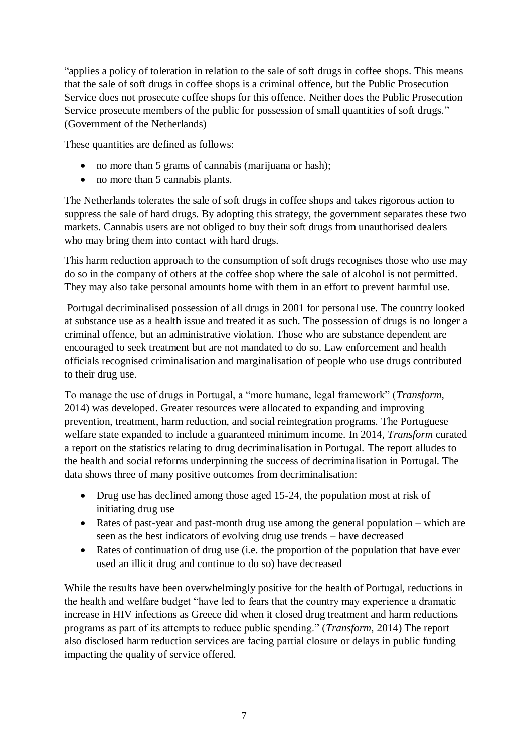"applies a policy of toleration in relation to the sale of soft drugs in coffee shops. This means that the sale of soft drugs in coffee shops is a criminal offence, but the Public Prosecution Service does not prosecute coffee shops for this offence. Neither does the Public Prosecution Service prosecute members of the public for possession of small quantities of soft drugs." (Government of the Netherlands)

These quantities are defined as follows:

- no more than 5 grams of cannabis (marijuana or hash);
- no more than 5 cannabis plants.

The Netherlands tolerates the sale of soft drugs in coffee shops and takes rigorous action to suppress the sale of hard drugs. By adopting this strategy, the government separates these two markets. Cannabis users are not obliged to buy their soft drugs from unauthorised dealers who may bring them into contact with hard drugs.

This harm reduction approach to the consumption of soft drugs recognises those who use may do so in the company of others at the coffee shop where the sale of alcohol is not permitted. They may also take personal amounts home with them in an effort to prevent harmful use.

Portugal decriminalised possession of all drugs in 2001 for personal use. The country looked at substance use as a health issue and treated it as such. The possession of drugs is no longer a criminal offence, but an administrative violation. Those who are substance dependent are encouraged to seek treatment but are not mandated to do so. Law enforcement and health officials recognised criminalisation and marginalisation of people who use drugs contributed to their drug use.

To manage the use of drugs in Portugal, a "more humane, legal framework" (*Transform*, 2014) was developed. Greater resources were allocated to expanding and improving prevention, treatment, harm reduction, and social reintegration programs. The Portuguese welfare state expanded to include a guaranteed minimum income. In 2014, *Transform* curated a report on the statistics relating to drug decriminalisation in Portugal. The report alludes to the health and social reforms underpinning the success of decriminalisation in Portugal. The data shows three of many positive outcomes from decriminalisation:

- Drug use has declined among those aged 15-24, the population most at risk of initiating drug use
- Rates of past-year and past-month drug use among the general population – which are seen as the best indicators of evolving drug use trends – have decreased
- Rates of continuation of drug use (i.e. the proportion of the population that have ever used an illicit drug and continue to do so) have decreased

While the results have been overwhelmingly positive for the health of Portugal, reductions in the health and welfare budget "have led to fears that the country may experience a dramatic increase in HIV infections as Greece did when it closed drug treatment and harm reductions programs as part of its attempts to reduce public spending." (*Transform*, 2014) The report also disclosed harm reduction services are facing partial closure or delays in public funding impacting the quality of service offered.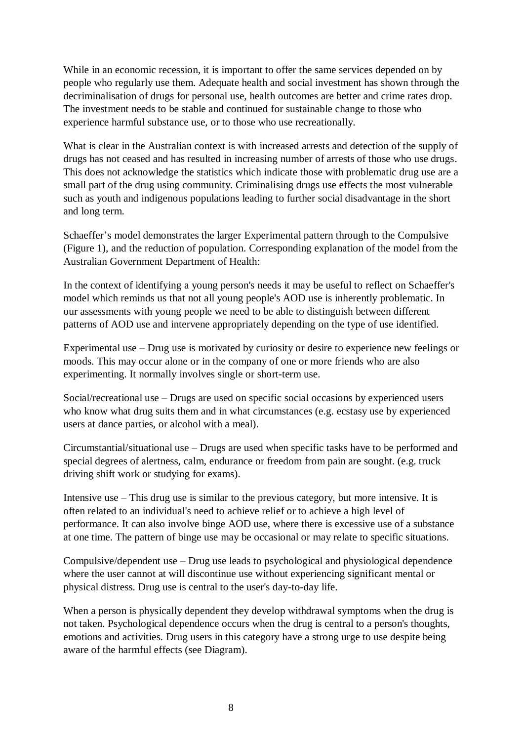While in an economic recession, it is important to offer the same services depended on by people who regularly use them. Adequate health and social investment has shown through the decriminalisation of drugs for personal use, health outcomes are better and crime rates drop. The investment needs to be stable and continued for sustainable change to those who experience harmful substance use, or to those who use recreationally.

What is clear in the Australian context is with increased arrests and detection of the supply of drugs has not ceased and has resulted in increasing number of arrests of those who use drugs. This does not acknowledge the statistics which indicate those with problematic drug use are a small part of the drug using community. Criminalising drugs use effects the most vulnerable such as youth and indigenous populations leading to further social disadvantage in the short and long term.

Schaeffer's model demonstrates the larger Experimental pattern through to the Compulsive (Figure 1), and the reduction of population. Corresponding explanation of the model from the Australian Government Department of Health:

In the context of identifying a young person's needs it may be useful to reflect on Schaeffer's model which reminds us that not all young people's AOD use is inherently problematic. In our assessments with young people we need to be able to distinguish between different patterns of AOD use and intervene appropriately depending on the type of use identified.

Experimental use – Drug use is motivated by curiosity or desire to experience new feelings or moods. This may occur alone or in the company of one or more friends who are also experimenting. It normally involves single or short-term use.

Social/recreational use – Drugs are used on specific social occasions by experienced users who know what drug suits them and in what circumstances (e.g. ecstasy use by experienced users at dance parties, or alcohol with a meal).

Circumstantial/situational use – Drugs are used when specific tasks have to be performed and special degrees of alertness, calm, endurance or freedom from pain are sought. (e.g. truck driving shift work or studying for exams).

Intensive use – This drug use is similar to the previous category, but more intensive. It is often related to an individual's need to achieve relief or to achieve a high level of performance. It can also involve binge AOD use, where there is excessive use of a substance at one time. The pattern of binge use may be occasional or may relate to specific situations.

Compulsive/dependent use – Drug use leads to psychological and physiological dependence where the user cannot at will discontinue use without experiencing significant mental or physical distress. Drug use is central to the user's day-to-day life.

When a person is physically dependent they develop withdrawal symptoms when the drug is not taken. Psychological dependence occurs when the drug is central to a person's thoughts, emotions and activities. Drug users in this category have a strong urge to use despite being aware of the harmful effects (see Diagram).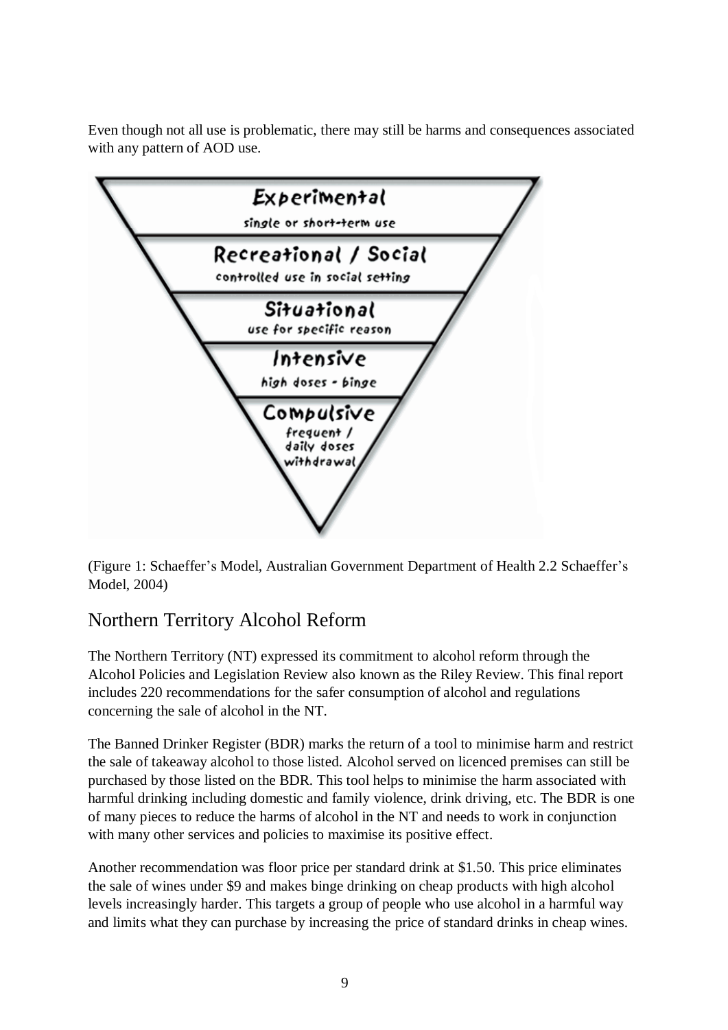Even though not all use is problematic, there may still be harms and consequences associated with any pattern of AOD use.

**Experimental**
single or short-term use

**Recreational / Social**
controlled use in social setting

**Situational**
use for specific reason

**Intensive**
high doses - binge

**Compulsive**
frequent / daily doses withdrawal

(Figure 1: Schaeffer's Model, Australian Government Department of Health 2.2 Schaeffer's Model, 2004)

## Northern Territory Alcohol Reform

The Northern Territory (NT) expressed its commitment to alcohol reform through the Alcohol Policies and Legislation Review also known as the Riley Review. This final report includes 220 recommendations for the safer consumption of alcohol and regulations concerning the sale of alcohol in the NT.

The Banned Drinker Register (BDR) marks the return of a tool to minimise harm and restrict the sale of takeaway alcohol to those listed. Alcohol served on licenced premises can still be purchased by those listed on the BDR. This tool helps to minimise the harm associated with harmful drinking including domestic and family violence, drink driving, etc. The BDR is one of many pieces to reduce the harms of alcohol in the NT and needs to work in conjunction with many other services and policies to maximise its positive effect.

Another recommendation was floor price per standard drink at $1.50. This price eliminates the sale of wines under $9 and makes binge drinking on cheap products with high alcohol levels increasingly harder. This targets a group of people who use alcohol in a harmful way and limits what they can purchase by increasing the price of standard drinks in cheap wines.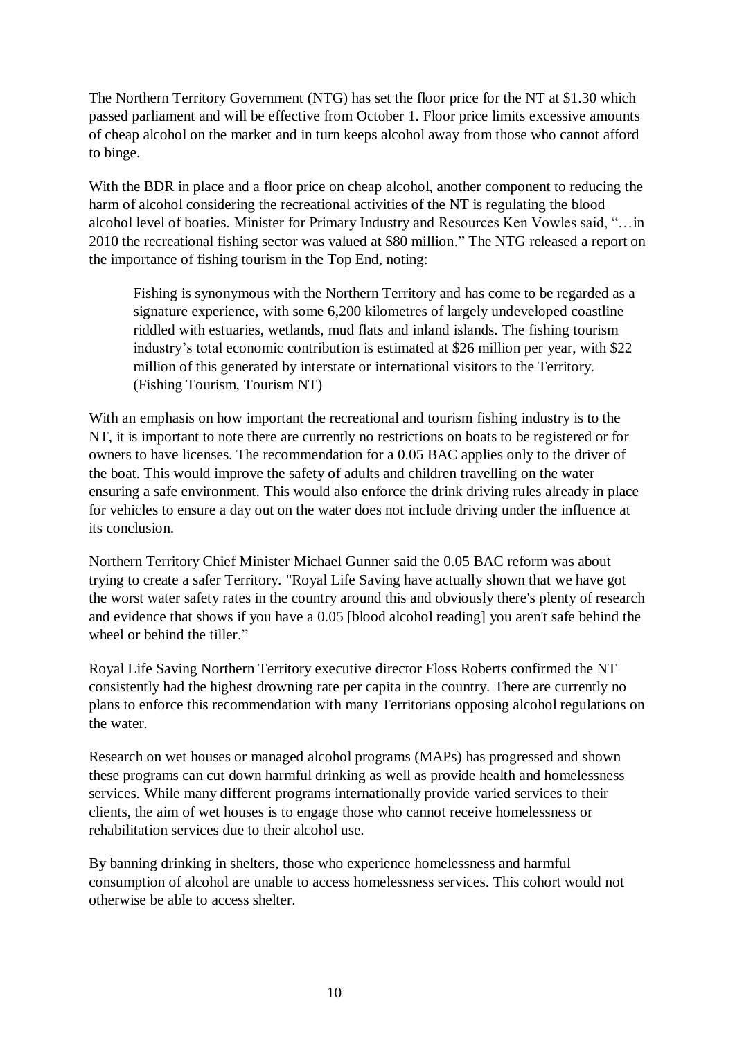The Northern Territory Government (NTG) has set the floor price for the NT at $1.30 which passed parliament and will be effective from October 1. Floor price limits excessive amounts of cheap alcohol on the market and in turn keeps alcohol away from those who cannot afford to binge.

With the BDR in place and a floor price on cheap alcohol, another component to reducing the harm of alcohol considering the recreational activities of the NT is regulating the blood alcohol level of boaties. Minister for Primary Industry and Resources Ken Vowles said, "…in 2010 the recreational fishing sector was valued at $80 million." The NTG released a report on the importance of fishing tourism in the Top End, noting:

> Fishing is synonymous with the Northern Territory and has come to be regarded as a signature experience, with some 6,200 kilometres of largely undeveloped coastline riddled with estuaries, wetlands, mud flats and inland islands. The fishing tourism industry's total economic contribution is estimated at $26 million per year, with $22 million of this generated by interstate or international visitors to the Territory. (Fishing Tourism, Tourism NT)

With an emphasis on how important the recreational and tourism fishing industry is to the NT, it is important to note there are currently no restrictions on boats to be registered or for owners to have licenses. The recommendation for a 0.05 BAC applies only to the driver of the boat. This would improve the safety of adults and children travelling on the water ensuring a safe environment. This would also enforce the drink driving rules already in place for vehicles to ensure a day out on the water does not include driving under the influence at its conclusion.

Northern Territory Chief Minister Michael Gunner said the 0.05 BAC reform was about trying to create a safer Territory. "Royal Life Saving have actually shown that we have got the worst water safety rates in the country around this and obviously there's plenty of research and evidence that shows if you have a 0.05 [blood alcohol reading] you aren't safe behind the wheel or behind the tiller."

Royal Life Saving Northern Territory executive director Floss Roberts confirmed the NT consistently had the highest drowning rate per capita in the country. There are currently no plans to enforce this recommendation with many Territorians opposing alcohol regulations on the water.

Research on wet houses or managed alcohol programs (MAPs) has progressed and shown these programs can cut down harmful drinking as well as provide health and homelessness services. While many different programs internationally provide varied services to their clients, the aim of wet houses is to engage those who cannot receive homelessness or rehabilitation services due to their alcohol use.

By banning drinking in shelters, those who experience homelessness and harmful consumption of alcohol are unable to access homelessness services. This cohort would not otherwise be able to access shelter.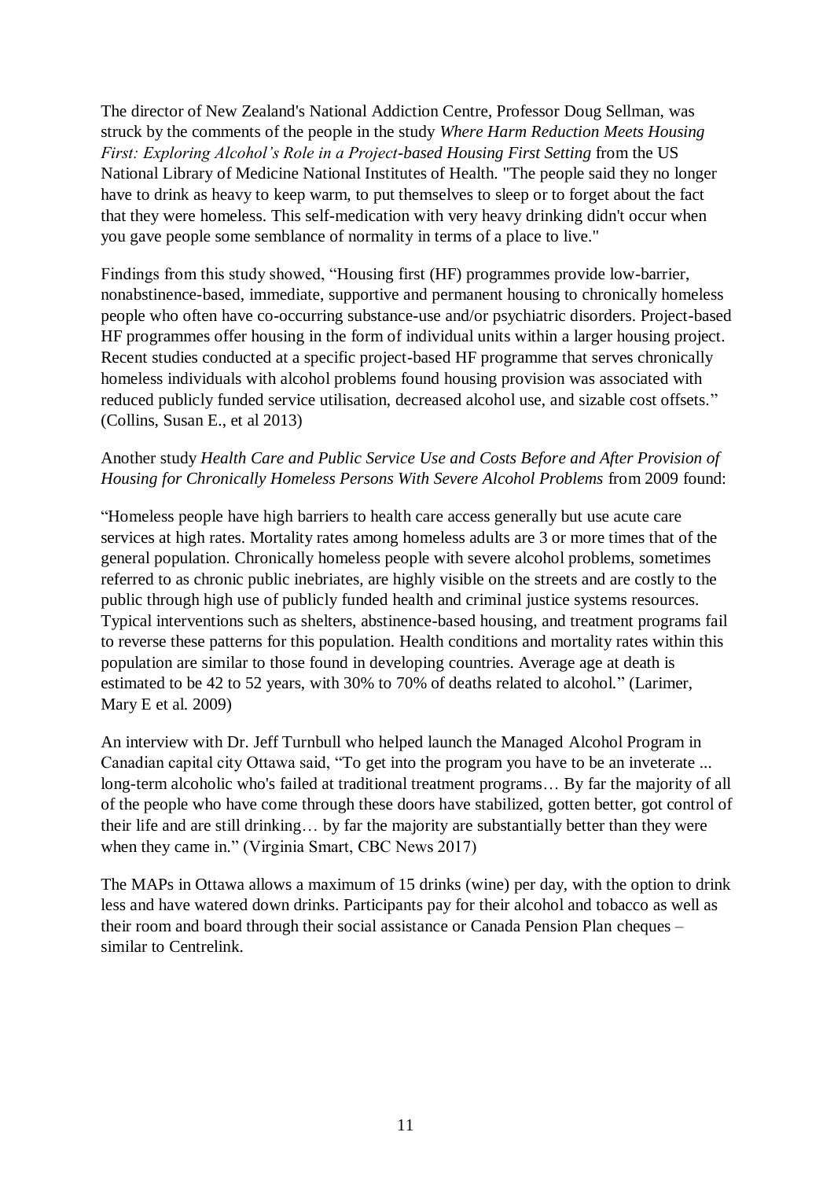The director of New Zealand's National Addiction Centre, Professor Doug Sellman, was struck by the comments of the people in the study *Where Harm Reduction Meets Housing First: Exploring Alcohol's Role in a Project-based Housing First Setting* from the US National Library of Medicine National Institutes of Health. "The people said they no longer have to drink as heavy to keep warm, to put themselves to sleep or to forget about the fact that they were homeless. This self-medication with very heavy drinking didn't occur when you gave people some semblance of normality in terms of a place to live."

Findings from this study showed, "Housing first (HF) programmes provide low-barrier, nonabstinence-based, immediate, supportive and permanent housing to chronically homeless people who often have co-occurring substance-use and/or psychiatric disorders. Project-based HF programmes offer housing in the form of individual units within a larger housing project. Recent studies conducted at a specific project-based HF programme that serves chronically homeless individuals with alcohol problems found housing provision was associated with reduced publicly funded service utilisation, decreased alcohol use, and sizable cost offsets." (Collins, Susan E., et al 2013)

Another study *Health Care and Public Service Use and Costs Before and After Provision of Housing for Chronically Homeless Persons With Severe Alcohol Problems* from 2009 found:

"Homeless people have high barriers to health care access generally but use acute care services at high rates. Mortality rates among homeless adults are 3 or more times that of the general population. Chronically homeless people with severe alcohol problems, sometimes referred to as chronic public inebriates, are highly visible on the streets and are costly to the public through high use of publicly funded health and criminal justice systems resources. Typical interventions such as shelters, abstinence-based housing, and treatment programs fail to reverse these patterns for this population. Health conditions and mortality rates within this population are similar to those found in developing countries. Average age at death is estimated to be 42 to 52 years, with 30% to 70% of deaths related to alcohol." (Larimer, Mary E et al. 2009)

An interview with Dr. Jeff Turnbull who helped launch the Managed Alcohol Program in Canadian capital city Ottawa said, "To get into the program you have to be an inveterate ... long-term alcoholic who's failed at traditional treatment programs… By far the majority of all of the people who have come through these doors have stabilized, gotten better, got control of their life and are still drinking… by far the majority are substantially better than they were when they came in." (Virginia Smart, CBC News 2017)

The MAPs in Ottawa allows a maximum of 15 drinks (wine) per day, with the option to drink less and have watered down drinks. Participants pay for their alcohol and tobacco as well as their room and board through their social assistance or Canada Pension Plan cheques – similar to Centrelink.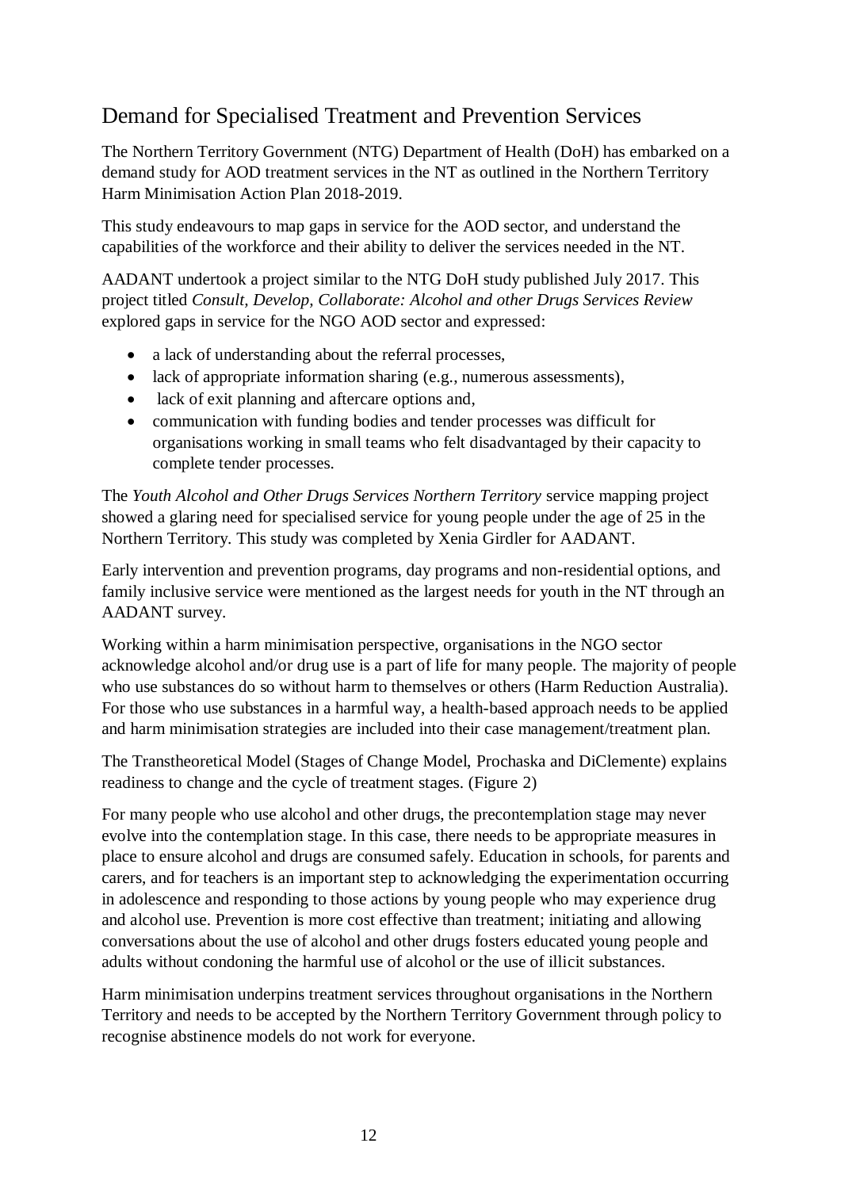## Demand for Specialised Treatment and Prevention Services

The Northern Territory Government (NTG) Department of Health (DoH) has embarked on a demand study for AOD treatment services in the NT as outlined in the Northern Territory Harm Minimisation Action Plan 2018-2019.

This study endeavours to map gaps in service for the AOD sector, and understand the capabilities of the workforce and their ability to deliver the services needed in the NT.

AADANT undertook a project similar to the NTG DoH study published July 2017. This project titled *Consult, Develop, Collaborate: Alcohol and other Drugs Services Review* explored gaps in service for the NGO AOD sector and expressed:

- a lack of understanding about the referral processes,
- lack of appropriate information sharing (e.g., numerous assessments),
- lack of exit planning and aftercare options and,
- communication with funding bodies and tender processes was difficult for organisations working in small teams who felt disadvantaged by their capacity to complete tender processes.

The *Youth Alcohol and Other Drugs Services Northern Territory* service mapping project showed a glaring need for specialised service for young people under the age of 25 in the Northern Territory. This study was completed by Xenia Girdler for AADANT.

Early intervention and prevention programs, day programs and non-residential options, and family inclusive service were mentioned as the largest needs for youth in the NT through an AADANT survey.

Working within a harm minimisation perspective, organisations in the NGO sector acknowledge alcohol and/or drug use is a part of life for many people. The majority of people who use substances do so without harm to themselves or others (Harm Reduction Australia). For those who use substances in a harmful way, a health-based approach needs to be applied and harm minimisation strategies are included into their case management/treatment plan.

The Transtheoretical Model (Stages of Change Model, Prochaska and DiClemente) explains readiness to change and the cycle of treatment stages. (Figure 2)

For many people who use alcohol and other drugs, the precontemplation stage may never evolve into the contemplation stage. In this case, there needs to be appropriate measures in place to ensure alcohol and drugs are consumed safely. Education in schools, for parents and carers, and for teachers is an important step to acknowledging the experimentation occurring in adolescence and responding to those actions by young people who may experience drug and alcohol use. Prevention is more cost effective than treatment; initiating and allowing conversations about the use of alcohol and other drugs fosters educated young people and adults without condoning the harmful use of alcohol or the use of illicit substances.

Harm minimisation underpins treatment services throughout organisations in the Northern Territory and needs to be accepted by the Northern Territory Government through policy to recognise abstinence models do not work for everyone.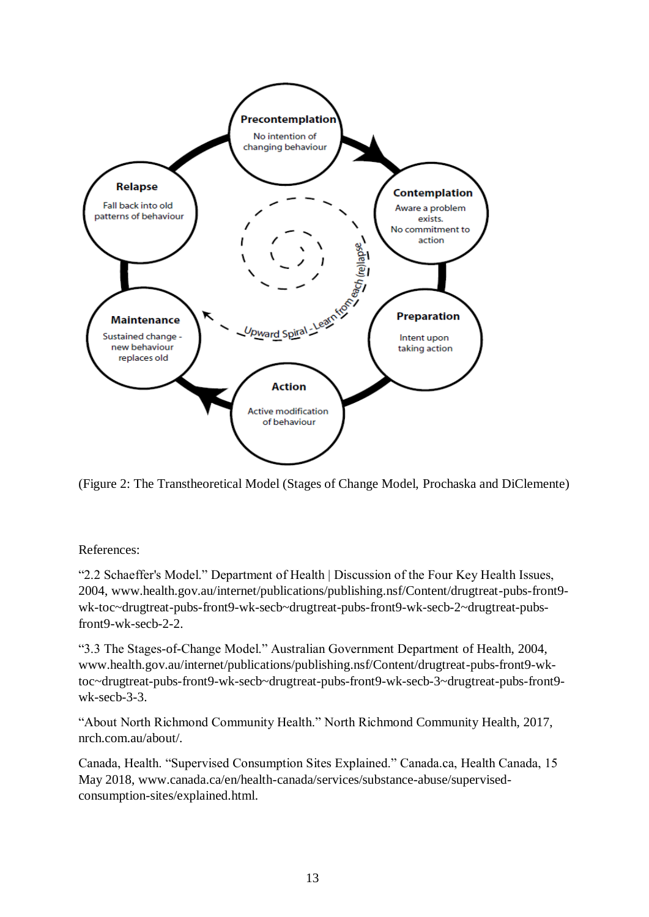(Figure 2: The Transtheoretical Model (Stages of Change Model, Prochaska and DiClemente)

References:

"2.2 Schaeffer's Model." Department of Health | Discussion of the Four Key Health Issues, 2004, www.health.gov.au/internet/publications/publishing.nsf/Content/drugtreat-pubs-front9-wk-toc~drugtreat-pubs-front9-wk-secb~drugtreat-pubs-front9-wk-secb-2~drugtreat-pubs-front9-wk-secb-2-2.

"3.3 The Stages-of-Change Model." Australian Government Department of Health, 2004, www.health.gov.au/internet/publications/publishing.nsf/Content/drugtreat-pubs-front9-wk-toc~drugtreat-pubs-front9-wk-secb~drugtreat-pubs-front9-wk-secb-3~drugtreat-pubs-front9-wk-secb-3-3.

"About North Richmond Community Health." North Richmond Community Health, 2017, nrch.com.au/about/.

Canada, Health. "Supervised Consumption Sites Explained." Canada.ca, Health Canada, 15 May 2018, www.canada.ca/en/health-canada/services/substance-abuse/supervised-consumption-sites/explained.html.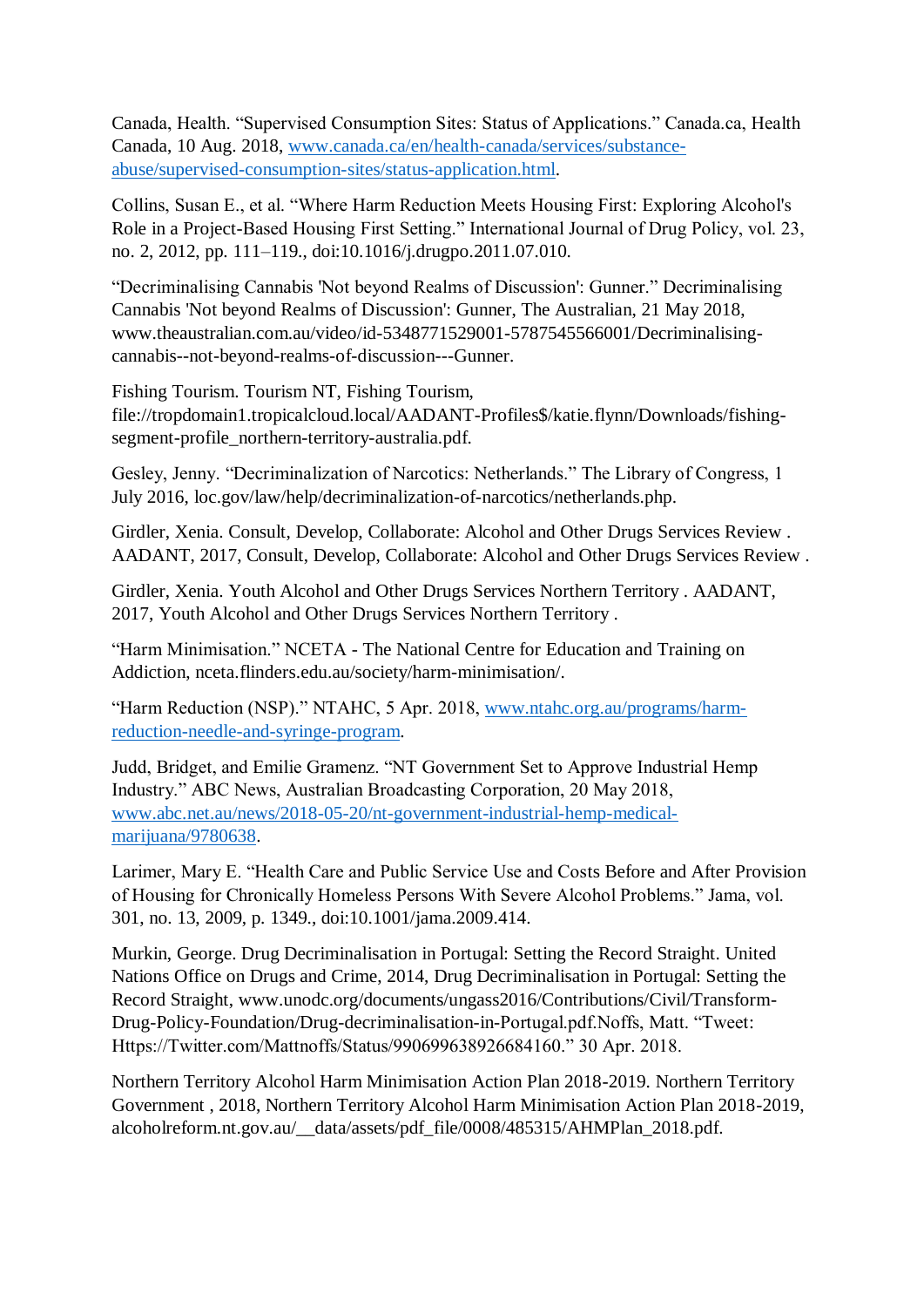Canada, Health. "Supervised Consumption Sites: Status of Applications." Canada.ca, Health Canada, 10 Aug. 2018, [www.canada.ca/en/health-canada/services/substance-abuse/supervised-consumption-sites/status-application.html](www.canada.ca/en/health-canada/services/substance-abuse/supervised-consumption-sites/status-application.html).

Collins, Susan E., et al. "Where Harm Reduction Meets Housing First: Exploring Alcohol's Role in a Project-Based Housing First Setting." International Journal of Drug Policy, vol. 23, no. 2, 2012, pp. 111–119., doi:10.1016/j.drugpo.2011.07.010.

"Decriminalising Cannabis 'Not beyond Realms of Discussion': Gunner." Decriminalising Cannabis 'Not beyond Realms of Discussion': Gunner, The Australian, 21 May 2018, www.theaustralian.com.au/video/id-5348771529001-5787545566001/Decriminalising-cannabis--not-beyond-realms-of-discussion---Gunner.

Fishing Tourism. Tourism NT, Fishing Tourism, file://tropdomain1.tropicalcloud.local/AADANT-Profiles$/katie.flynn/Downloads/fishing-segment-profile_northern-territory-australia.pdf.

Gesley, Jenny. "Decriminalization of Narcotics: Netherlands." The Library of Congress, 1 July 2016, loc.gov/law/help/decriminalization-of-narcotics/netherlands.php.

Girdler, Xenia. Consult, Develop, Collaborate: Alcohol and Other Drugs Services Review . AADANT, 2017, Consult, Develop, Collaborate: Alcohol and Other Drugs Services Review .

Girdler, Xenia. Youth Alcohol and Other Drugs Services Northern Territory . AADANT, 2017, Youth Alcohol and Other Drugs Services Northern Territory .

"Harm Minimisation." NCETA - The National Centre for Education and Training on Addiction, nceta.flinders.edu.au/society/harm-minimisation/.

"Harm Reduction (NSP)." NTAHC, 5 Apr. 2018, [www.ntahc.org.au/programs/harm-reduction-needle-and-syringe-program](www.ntahc.org.au/programs/harm-reduction-needle-and-syringe-program).

Judd, Bridget, and Emilie Gramenz. "NT Government Set to Approve Industrial Hemp Industry." ABC News, Australian Broadcasting Corporation, 20 May 2018, [www.abc.net.au/news/2018-05-20/nt-government-industrial-hemp-medical-marijuana/9780638](www.abc.net.au/news/2018-05-20/nt-government-industrial-hemp-medical-marijuana/9780638).

Larimer, Mary E. "Health Care and Public Service Use and Costs Before and After Provision of Housing for Chronically Homeless Persons With Severe Alcohol Problems." Jama, vol. 301, no. 13, 2009, p. 1349., doi:10.1001/jama.2009.414.

Murkin, George. Drug Decriminalisation in Portugal: Setting the Record Straight. United Nations Office on Drugs and Crime, 2014, Drug Decriminalisation in Portugal: Setting the Record Straight, www.unodc.org/documents/ungass2016/Contributions/Civil/Transform-Drug-Policy-Foundation/Drug-decriminalisation-in-Portugal.pdf.Noffs, Matt. "Tweet: Https://Twitter.com/Mattnoffs/Status/990699638926684160." 30 Apr. 2018.

Northern Territory Alcohol Harm Minimisation Action Plan 2018-2019. Northern Territory Government , 2018, Northern Territory Alcohol Harm Minimisation Action Plan 2018-2019, alcoholreform.nt.gov.au/__data/assets/pdf_file/0008/485315/AHMPlan_2018.pdf.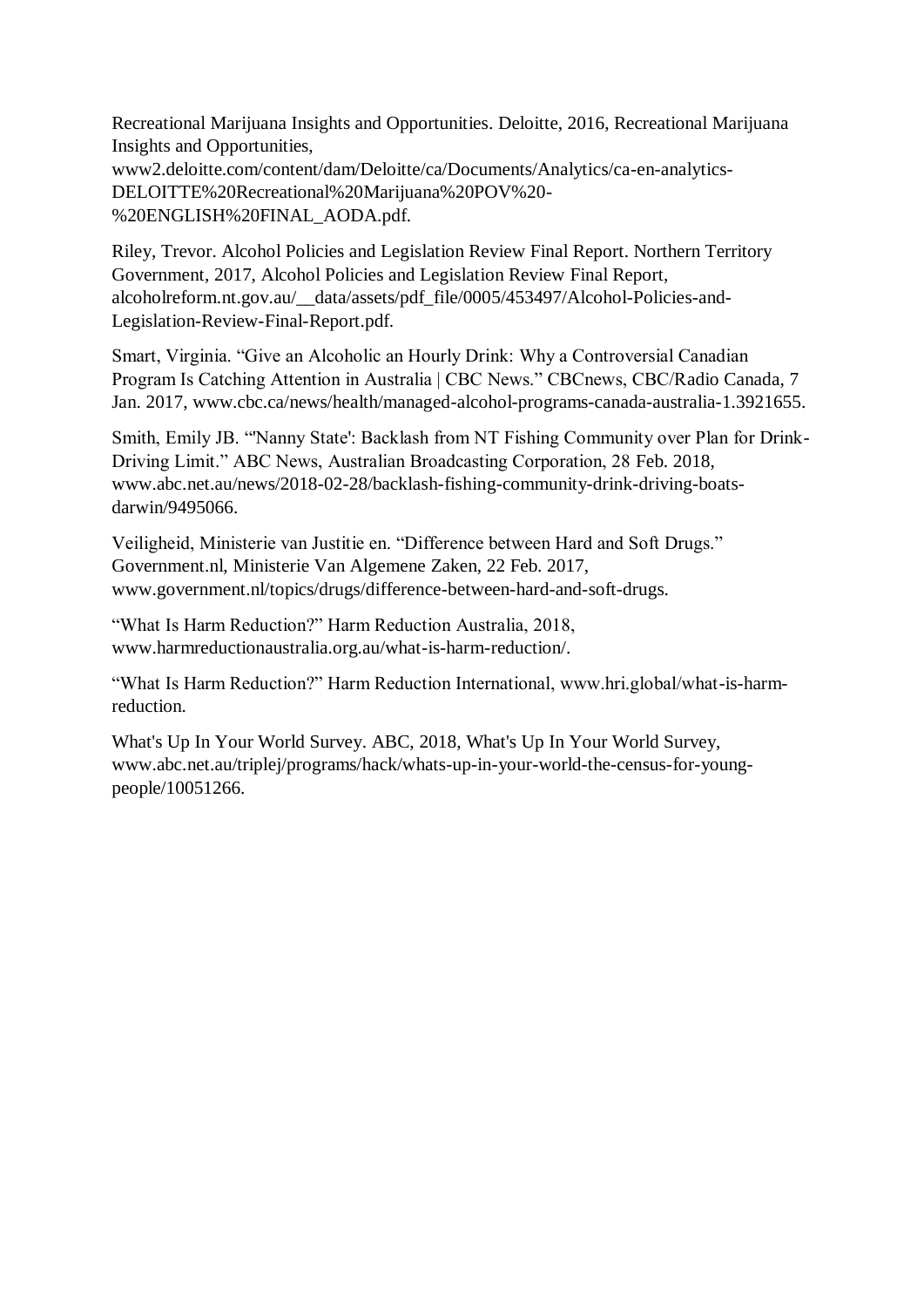Recreational Marijuana Insights and Opportunities. Deloitte, 2016, Recreational Marijuana Insights and Opportunities, www2.deloitte.com/content/dam/Deloitte/ca/Documents/Analytics/ca-en-analytics-DELOITTE%20Recreational%20Marijuana%20POV%20-%20ENGLISH%20FINAL_AODA.pdf.

Riley, Trevor. Alcohol Policies and Legislation Review Final Report. Northern Territory Government, 2017, Alcohol Policies and Legislation Review Final Report, alcoholreform.nt.gov.au/__data/assets/pdf_file/0005/453497/Alcohol-Policies-and-Legislation-Review-Final-Report.pdf.

Smart, Virginia. "Give an Alcoholic an Hourly Drink: Why a Controversial Canadian Program Is Catching Attention in Australia | CBC News." CBCnews, CBC/Radio Canada, 7 Jan. 2017, www.cbc.ca/news/health/managed-alcohol-programs-canada-australia-1.3921655.

Smith, Emily JB. "'Nanny State': Backlash from NT Fishing Community over Plan for Drink-Driving Limit." ABC News, Australian Broadcasting Corporation, 28 Feb. 2018, www.abc.net.au/news/2018-02-28/backlash-fishing-community-drink-driving-boats-darwin/9495066.

Veiligheid, Ministerie van Justitie en. "Difference between Hard and Soft Drugs." Government.nl, Ministerie Van Algemene Zaken, 22 Feb. 2017, www.government.nl/topics/drugs/difference-between-hard-and-soft-drugs.

"What Is Harm Reduction?" Harm Reduction Australia, 2018, www.harmreductionaustralia.org.au/what-is-harm-reduction/.

"What Is Harm Reduction?" Harm Reduction International, www.hri.global/what-is-harm-reduction.

What's Up In Your World Survey. ABC, 2018, What's Up In Your World Survey, www.abc.net.au/triplej/programs/hack/whats-up-in-your-world-the-census-for-young-people/10051266.